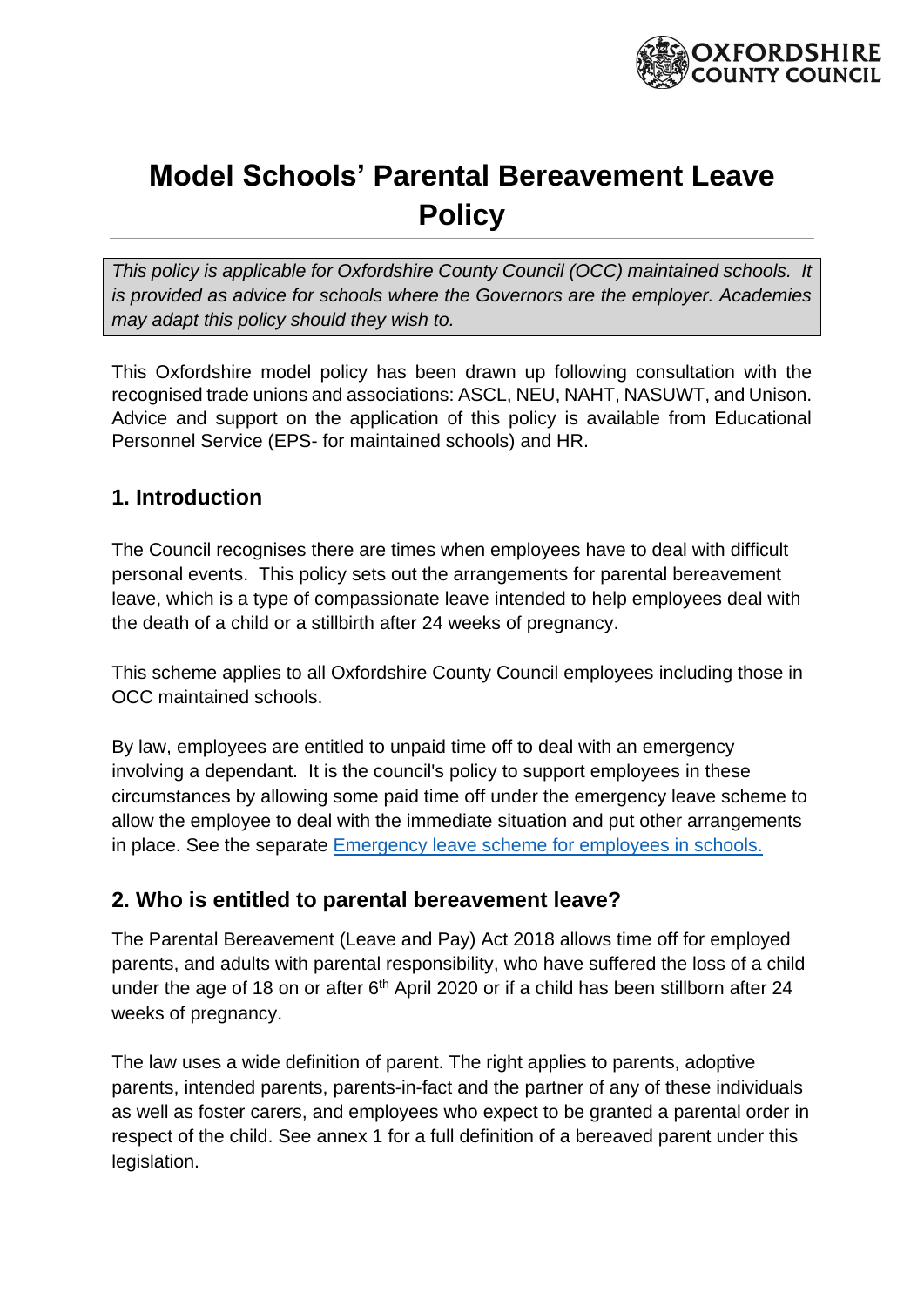# Model Schools' Parental Bereavement Leave Policy

*This policy is applicable for Oxfordshire County Council (OCC) maintained schools. It is provided as advice for schools where the Governors are the employer. Academies may adapt this policy should they wish to.*

This Oxfordshire model policy has been drawn up following consultation with the recognised trade unions and associations: ASCL, NEU, NAHT, NASUWT, and Unison. Advice and support on the application of this policy is available from Educational Personnel Service (EPS- for maintained schools) and HR.

## 1. Introduction

The Council recognises there are times when employees have to deal with difficult personal events. This policy sets out the arrangements for parental bereavement leave, which is a type of compassionate leave intended to help employees deal with the death of a child or a stillbirth after 24 weeks of pregnancy.

This scheme applies to all Oxfordshire County Council employees including those in OCC maintained schools.

By law, employees are entitled to unpaid time off to deal with an emergency involving a dependant. It is the council's policy to support employees in these circumstances by allowing some paid time off under the emergency leave scheme to allow the employee to deal with the immediate situation and put other arrangements in place. See the separate [Emergency leave scheme for employees in schools.]

## 2. Who is entitled to parental bereavement leave?

The Parental Bereavement (Leave and Pay) Act 2018 allows time off for employed parents, and adults with parental responsibility, who have suffered the loss of a child under the age of 18 on or after 6th April 2020 or if a child has been stillborn after 24 weeks of pregnancy.

The law uses a wide definition of parent. The right applies to parents, adoptive parents, intended parents, parents-in-fact and the partner of any of these individuals as well as foster carers, and employees who expect to be granted a parental order in respect of the child. See annex 1 for a full definition of a bereaved parent under this legislation.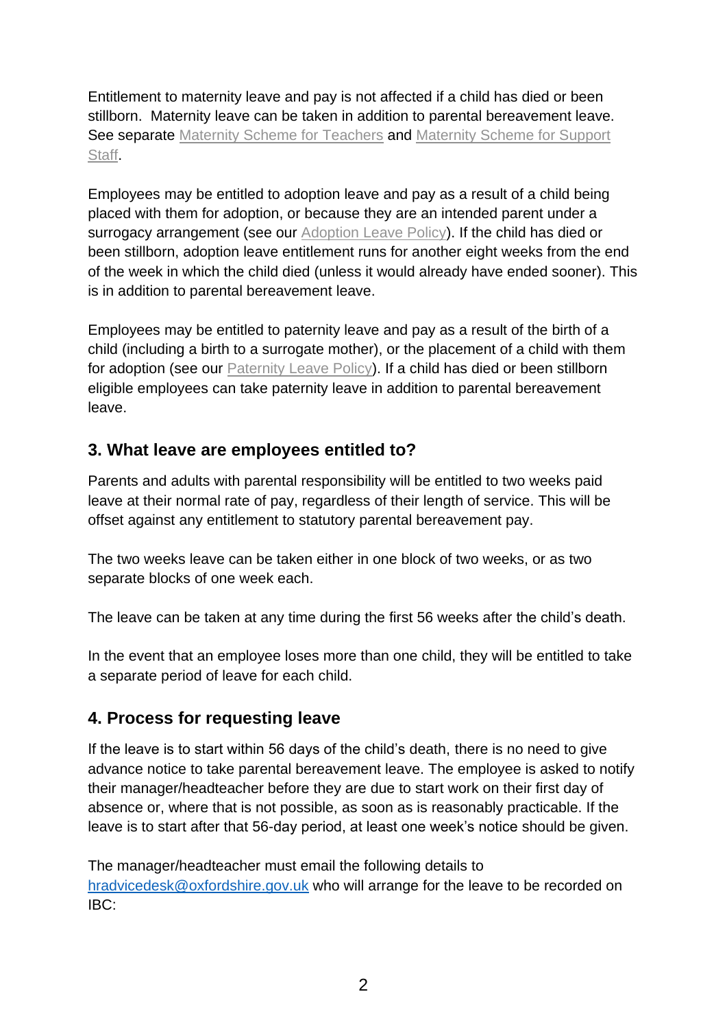Entitlement to maternity leave and pay is not affected if a child has died or been stillborn. Maternity leave can be taken in addition to parental bereavement leave. See separate [Maternity Scheme for Teachers]() and [Maternity Scheme for Support Staff]().

Employees may be entitled to adoption leave and pay as a result of a child being placed with them for adoption, or because they are an intended parent under a surrogacy arrangement (see our [Adoption Leave Policy]()). If the child has died or been stillborn, adoption leave entitlement runs for another eight weeks from the end of the week in which the child died (unless it would already have ended sooner). This is in addition to parental bereavement leave.

Employees may be entitled to paternity leave and pay as a result of the birth of a child (including a birth to a surrogate mother), or the placement of a child with them for adoption (see our [Paternity Leave Policy]()). If a child has died or been stillborn eligible employees can take paternity leave in addition to parental bereavement leave.

## 3. What leave are employees entitled to?

Parents and adults with parental responsibility will be entitled to two weeks paid leave at their normal rate of pay, regardless of their length of service. This will be offset against any entitlement to statutory parental bereavement pay.

The two weeks leave can be taken either in one block of two weeks, or as two separate blocks of one week each.

The leave can be taken at any time during the first 56 weeks after the child's death.

In the event that an employee loses more than one child, they will be entitled to take a separate period of leave for each child.

## 4. Process for requesting leave

If the leave is to start within 56 days of the child's death, there is no need to give advance notice to take parental bereavement leave. The employee is asked to notify their manager/headteacher before they are due to start work on their first day of absence or, where that is not possible, as soon as is reasonably practicable. If the leave is to start after that 56-day period, at least one week's notice should be given.

The manager/headteacher must email the following details to [hradvicedesk@oxfordshire.gov.uk](mailto:hradvicedesk@oxfordshire.gov.uk) who will arrange for the leave to be recorded on IBC: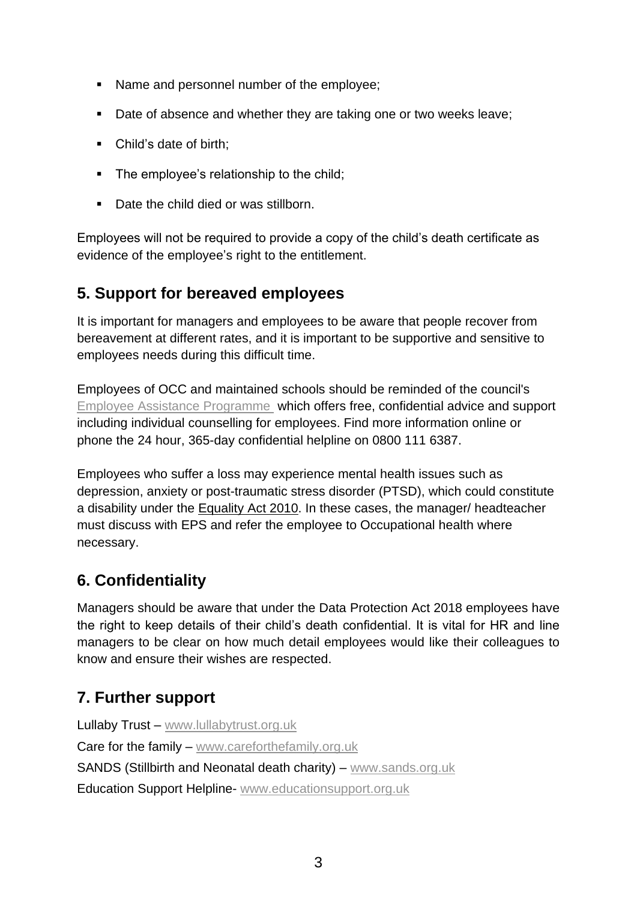- Name and personnel number of the employee;
- Date of absence and whether they are taking one or two weeks leave;
- Child's date of birth;
- The employee's relationship to the child;
- Date the child died or was stillborn.

Employees will not be required to provide a copy of the child's death certificate as evidence of the employee's right to the entitlement.

## 5. Support for bereaved employees

It is important for managers and employees to be aware that people recover from bereavement at different rates, and it is important to be supportive and sensitive to employees needs during this difficult time.

Employees of OCC and maintained schools should be reminded of the council's Employee Assistance Programme which offers free, confidential advice and support including individual counselling for employees. Find more information online or phone the 24 hour, 365-day confidential helpline on 0800 111 6387.

Employees who suffer a loss may experience mental health issues such as depression, anxiety or post-traumatic stress disorder (PTSD), which could constitute a disability under the Equality Act 2010. In these cases, the manager/ headteacher must discuss with EPS and refer the employee to Occupational health where necessary.

## 6. Confidentiality

Managers should be aware that under the Data Protection Act 2018 employees have the right to keep details of their child's death confidential. It is vital for HR and line managers to be clear on how much detail employees would like their colleagues to know and ensure their wishes are respected.

## 7. Further support

Lullaby Trust – www.lullabytrust.org.uk

Care for the family – www.careforthefamily.org.uk

SANDS (Stillbirth and Neonatal death charity) – www.sands.org.uk

Education Support Helpline- www.educationsupport.org.uk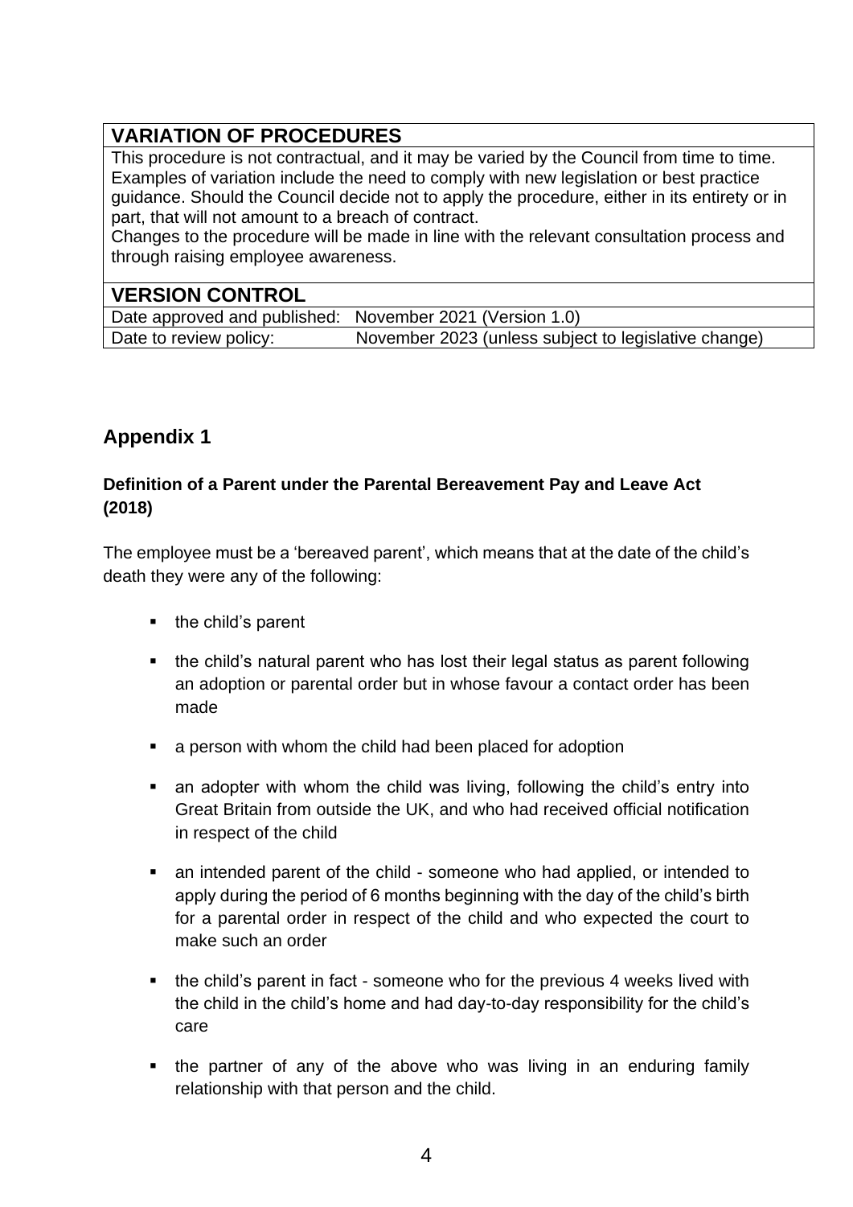| VARIATION OF PROCEDURES |
| --- |
| This procedure is not contractual, and it may be varied by the Council from time to time. Examples of variation include the need to comply with new legislation or best practice guidance. Should the Council decide not to apply the procedure, either in its entirety or in part, that will not amount to a breach of contract.<br>Changes to the procedure will be made in line with the relevant consultation process and through raising employee awareness. |

| VERSION CONTROL | |
| --- | --- |
| Date approved and published: | November 2021 (Version 1.0) |
| Date to review policy: | November 2023 (unless subject to legislative change) |

## Appendix 1

**Definition of a Parent under the Parental Bereavement Pay and Leave Act (2018)**

The employee must be a 'bereaved parent', which means that at the date of the child's death they were any of the following:

- the child's parent
- the child's natural parent who has lost their legal status as parent following an adoption or parental order but in whose favour a contact order has been made
- a person with whom the child had been placed for adoption
- an adopter with whom the child was living, following the child's entry into Great Britain from outside the UK, and who had received official notification in respect of the child
- an intended parent of the child - someone who had applied, or intended to apply during the period of 6 months beginning with the day of the child's birth for a parental order in respect of the child and who expected the court to make such an order
- the child's parent in fact - someone who for the previous 4 weeks lived with the child in the child's home and had day-to-day responsibility for the child's care
- the partner of any of the above who was living in an enduring family relationship with that person and the child.